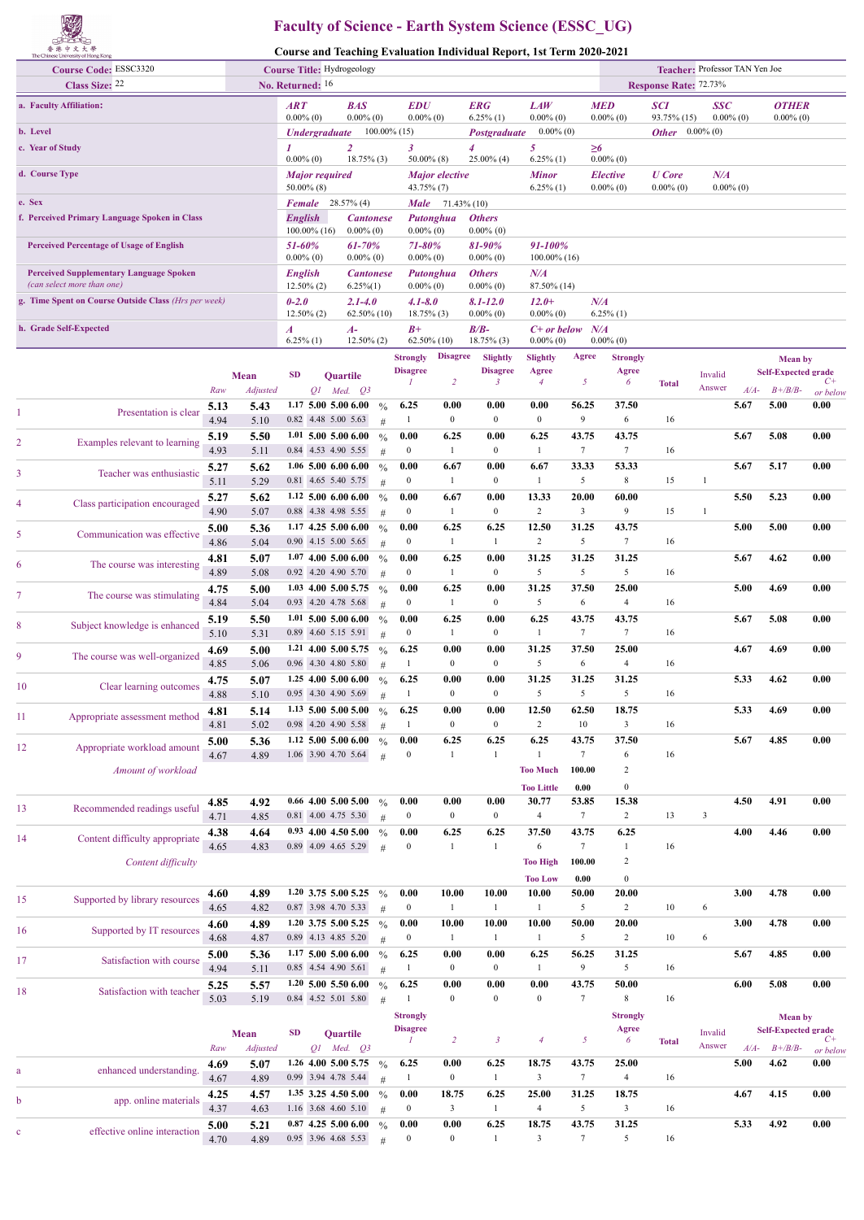香港中文大學 The Chinese University of Hong Kong

# Faculty of Science - Earth System Science (ESSC_UG)

## Course and Teaching Evaluation Individual Report, 1st Term 2020-2021

| | | | |
|---|---|---|---|
| **Course Code:** ESSC3320 | **Course Title:** Hydrogeology | | **Teacher:** Professor TAN Yen Joe |
| **Class Size:** 22 | **No. Returned:** 16 | | **Response Rate:** 72.73% |

| | | | | | | | | | |
|---|---|---|---|---|---|---|---|---|---|
| **a. Faculty Affiliation:** | *ART* 0.00% (0) | *BAS* 0.00% (0) | *EDU* 0.00% (0) | *ERG* 6.25% (1) | *LAW* 0.00% (0) | *MED* 0.00% (0) | *SCI* 93.75% (15) | *SSC* 0.00% (0) | *OTHER* 0.00% (0) |
| **b. Level** | *Undergraduate* 100.00% (15) | | *Postgraduate* 0.00% (0) | | *Other* 0.00% (0) | | | | |
| **c. Year of Study** | *1* 0.00% (0) | *2* 18.75% (3) | *3* 50.00% (8) | *4* 25.00% (4) | *5* 6.25% (1) | *≥6* 0.00% (0) | | | |
| **d. Course Type** | *Major required* 50.00% (8) | | *Major elective* 43.75% (7) | | *Minor* 6.25% (1) | *Elective* 0.00% (0) | *U Core* 0.00% (0) | *N/A* 0.00% (0) | |
| **e. Sex** | *Female* 28.57% (4) | | *Male* 71.43% (10) | | | | | | |
| **f. Perceived Primary Language Spoken in Class** | *English* 100.00% (16) | *Cantonese* 0.00% (0) | *Putonghua* 0.00% (0) | *Others* 0.00% (0) | | | | | |
| **Perceived Percentage of Usage of English** | *51-60%* 0.00% (0) | *61-70%* 0.00% (0) | *71-80%* 0.00% (0) | *81-90%* 0.00% (0) | *91-100%* 100.00% (16) | | | | |
| **Perceived Supplementary Language Spoken** *(can select more than one)* | *English* 12.50% (2) | *Cantonese* 6.25%(1) | *Putonghua* 0.00% (0) | *Others* 0.00% (0) | *N/A* 87.50% (14) | | | | |
| **g. Time Spent on Course Outside Class** *(Hrs per week)* | *0-2.0* 12.50% (2) | *2.1-4.0* 62.50% (10) | *4.1-8.0* 18.75% (3) | *8.1-12.0* 0.00% (0) | *12.0+* 0.00% (0) | *N/A* 6.25% (1) | | | |
| **h. Grade Self-Expected** | *A* 6.25% (1) | *A-* 12.50% (2) | *B+* 62.50% (10) | *B/B-* 18.75% (3) | *C+ or below* 0.00% (0) | *N/A* 0.00% (0) | | | |

| # | Item | Mean Raw | Mean Adjusted | SD | Q1 | Med. | Q3 | | Strongly Disagree 1 | Disagree 2 | Slightly Disagree 3 | Slightly Agree 4 | Agree 5 | Strongly Agree 6 | Total | Invalid Answer | Mean by Self-Expected grade A/A- | B+/B/B- | C+ or below |
|---|---|---|---|---|---|---|---|---|---|---|---|---|---|---|---|---|---|---|---|
| 1 | Presentation is clear | 5.13 | 5.43 | 1.17 | 5.00 | 5.00 | 6.00 | % | 6.25 | 0.00 | 0.00 | 0.00 | 56.25 | 37.50 | | | 5.67 | 5.00 | 0.00 |
| | | 4.94 | 5.10 | 0.82 | 4.48 | 5.00 | 5.63 | # | 1 | 0 | 0 | 0 | 9 | 6 | 16 | | | | |
| 2 | Examples relevant to learning | 5.19 | 5.50 | 1.01 | 5.00 | 5.00 | 6.00 | % | 0.00 | 6.25 | 0.00 | 6.25 | 43.75 | 43.75 | | | 5.67 | 5.08 | 0.00 |
| | | 4.93 | 5.11 | 0.84 | 4.53 | 4.90 | 5.55 | # | 0 | 1 | 0 | 1 | 7 | 7 | 16 | | | | |
| 3 | Teacher was enthusiastic | 5.27 | 5.62 | 1.06 | 5.00 | 6.00 | 6.00 | % | 0.00 | 6.67 | 0.00 | 6.67 | 33.33 | 53.33 | | | 5.67 | 5.17 | 0.00 |
| | | 5.11 | 5.29 | 0.81 | 4.65 | 5.40 | 5.75 | # | 0 | 1 | 0 | 1 | 5 | 8 | 15 | 1 | | | |
| 4 | Class participation encouraged | 5.27 | 5.62 | 1.12 | 5.00 | 6.00 | 6.00 | % | 0.00 | 6.67 | 0.00 | 13.33 | 20.00 | 60.00 | | | 5.50 | 5.23 | 0.00 |
| | | 4.90 | 5.07 | 0.88 | 4.38 | 4.98 | 5.55 | # | 0 | 1 | 0 | 2 | 3 | 9 | 15 | 1 | | | |
| 5 | Communication was effective | 5.00 | 5.36 | 1.17 | 4.25 | 5.00 | 6.00 | % | 0.00 | 6.25 | 6.25 | 12.50 | 31.25 | 43.75 | | | 5.00 | 5.00 | 0.00 |
| | | 4.86 | 5.04 | 0.90 | 4.15 | 5.00 | 5.65 | # | 0 | 1 | 1 | 2 | 5 | 7 | 16 | | | | |
| 6 | The course was interesting | 4.81 | 5.07 | 1.07 | 4.00 | 5.00 | 6.00 | % | 0.00 | 6.25 | 0.00 | 31.25 | 31.25 | 31.25 | | | 5.67 | 4.62 | 0.00 |
| | | 4.89 | 5.08 | 0.92 | 4.20 | 4.90 | 5.70 | # | 0 | 1 | 0 | 5 | 5 | 5 | 16 | | | | |
| 7 | The course was stimulating | 4.75 | 5.00 | 1.03 | 4.00 | 5.00 | 5.75 | % | 0.00 | 6.25 | 0.00 | 31.25 | 37.50 | 25.00 | | | 5.00 | 4.69 | 0.00 |
| | | 4.84 | 5.04 | 0.93 | 4.20 | 4.78 | 5.68 | # | 0 | 1 | 0 | 5 | 6 | 4 | 16 | | | | |
| 8 | Subject knowledge is enhanced | 5.19 | 5.50 | 1.01 | 5.00 | 5.00 | 6.00 | % | 0.00 | 6.25 | 0.00 | 6.25 | 43.75 | 43.75 | | | 5.67 | 5.08 | 0.00 |
| | | 5.10 | 5.31 | 0.89 | 4.60 | 5.15 | 5.91 | # | 0 | 1 | 0 | 1 | 7 | 7 | 16 | | | | |
| 9 | The course was well-organized | 4.69 | 5.00 | 1.21 | 4.00 | 5.00 | 5.75 | % | 6.25 | 0.00 | 0.00 | 31.25 | 37.50 | 25.00 | | | 4.67 | 4.69 | 0.00 |
| | | 4.85 | 5.06 | 0.96 | 4.30 | 4.80 | 5.80 | # | 1 | 0 | 0 | 5 | 6 | 4 | 16 | | | | |
| 10 | Clear learning outcomes | 4.75 | 5.07 | 1.25 | 4.00 | 5.00 | 6.00 | % | 6.25 | 0.00 | 0.00 | 31.25 | 31.25 | 31.25 | | | 5.33 | 4.62 | 0.00 |
| | | 4.88 | 5.10 | 0.95 | 4.30 | 4.90 | 5.69 | # | 1 | 0 | 0 | 5 | 5 | 5 | 16 | | | | |
| 11 | Appropriate assessment method | 4.81 | 5.14 | 1.13 | 5.00 | 5.00 | 5.00 | % | 6.25 | 0.00 | 0.00 | 12.50 | 62.50 | 18.75 | | | 5.33 | 4.69 | 0.00 |
| | | 4.81 | 5.02 | 0.98 | 4.20 | 4.90 | 5.58 | # | 1 | 0 | 0 | 2 | 10 | 3 | 16 | | | | |
| 12 | Appropriate workload amount | 5.00 | 5.36 | 1.12 | 5.00 | 5.00 | 6.00 | % | 0.00 | 6.25 | 6.25 | 6.25 | 43.75 | 37.50 | | | 5.67 | 4.85 | 0.00 |
| | | 4.67 | 4.89 | 1.06 | 3.90 | 4.70 | 5.64 | # | 0 | 1 | 1 | 1 | 7 | 6 | 16 | | | | |
| | *Amount of workload* | | | | | | | | | | | Too Much | 100.00 | 2 | | | | | |
| | | | | | | | | | | | | Too Little | 0.00 | 0 | | | | | |
| 13 | Recommended readings useful | 4.85 | 4.92 | 0.66 | 4.00 | 5.00 | 5.00 | % | 0.00 | 0.00 | 0.00 | 30.77 | 53.85 | 15.38 | | | 4.50 | 4.91 | 0.00 |
| | | 4.71 | 4.85 | 0.81 | 4.00 | 4.75 | 5.30 | # | 0 | 0 | 0 | 4 | 7 | 2 | 13 | 3 | | | |
| 14 | Content difficulty appropriate | 4.38 | 4.64 | 0.93 | 4.00 | 4.50 | 5.00 | % | 0.00 | 6.25 | 6.25 | 37.50 | 43.75 | 6.25 | | | 4.00 | 4.46 | 0.00 |
| | | 4.65 | 4.83 | 0.89 | 4.09 | 4.65 | 5.29 | # | 0 | 1 | 1 | 6 | 7 | 1 | 16 | | | | |
| | *Content difficulty* | | | | | | | | | | | Too High | 100.00 | 2 | | | | | |
| | | | | | | | | | | | | Too Low | 0.00 | 0 | | | | | |
| 15 | Supported by library resources | 4.60 | 4.89 | 1.20 | 3.75 | 5.00 | 5.25 | % | 0.00 | 10.00 | 10.00 | 10.00 | 50.00 | 20.00 | | | 3.00 | 4.78 | 0.00 |
| | | 4.65 | 4.82 | 0.87 | 3.98 | 4.70 | 5.33 | # | 0 | 1 | 1 | 1 | 5 | 2 | 10 | 6 | | | |
| 16 | Supported by IT resources | 4.60 | 4.89 | 1.20 | 3.75 | 5.00 | 5.25 | % | 0.00 | 10.00 | 10.00 | 10.00 | 50.00 | 20.00 | | | 3.00 | 4.78 | 0.00 |
| | | 4.68 | 4.87 | 0.89 | 4.13 | 4.85 | 5.20 | # | 0 | 1 | 1 | 1 | 5 | 2 | 10 | 6 | | | |
| 17 | Satisfaction with course | 5.00 | 5.36 | 1.17 | 5.00 | 5.00 | 6.00 | % | 6.25 | 0.00 | 0.00 | 6.25 | 56.25 | 31.25 | | | 5.67 | 4.85 | 0.00 |
| | | 4.94 | 5.11 | 0.85 | 4.54 | 4.90 | 5.61 | # | 1 | 0 | 0 | 1 | 9 | 5 | 16 | | | | |
| 18 | Satisfaction with teacher | 5.25 | 5.57 | 1.20 | 5.00 | 5.50 | 6.00 | % | 6.25 | 0.00 | 0.00 | 0.00 | 43.75 | 50.00 | | | 6.00 | 5.08 | 0.00 |
| | | 5.03 | 5.19 | 0.84 | 4.52 | 5.01 | 5.80 | # | 1 | 0 | 0 | 0 | 7 | 8 | 16 | | | | |

| # | Item | Mean Raw | Mean Adjusted | SD | Q1 | Med. | Q3 | | Strongly Disagree 1 | 2 | 3 | 4 | 5 | Strongly Agree 6 | Total | Invalid Answer | Mean by Self-Expected grade A/A- | B+/B/B- | C+ or below |
|---|---|---|---|---|---|---|---|---|---|---|---|---|---|---|---|---|---|---|---|
| a | enhanced understanding. | 4.69 | 5.07 | 1.26 | 4.00 | 5.00 | 5.75 | % | 6.25 | 0.00 | 6.25 | 18.75 | 43.75 | 25.00 | | | 5.00 | 4.62 | 0.00 |
| | | 4.67 | 4.89 | 0.99 | 3.94 | 4.78 | 5.44 | # | 1 | 0 | 1 | 3 | 7 | 4 | 16 | | | | |
| b | app. online materials | 4.25 | 4.57 | 1.35 | 3.25 | 4.50 | 5.00 | % | 0.00 | 18.75 | 6.25 | 25.00 | 31.25 | 18.75 | | | 4.67 | 4.15 | 0.00 |
| | | 4.37 | 4.63 | 1.16 | 3.68 | 4.60 | 5.10 | # | 0 | 3 | 1 | 4 | 5 | 3 | 16 | | | | |
| c | effective online interaction | 5.00 | 5.21 | 0.87 | 4.25 | 5.00 | 6.00 | % | 0.00 | 0.00 | 6.25 | 18.75 | 43.75 | 31.25 | | | 5.33 | 4.92 | 0.00 |
| | | 4.70 | 4.89 | 0.95 | 3.96 | 4.68 | 5.53 | # | 0 | 0 | 1 | 3 | 7 | 5 | 16 | | | | |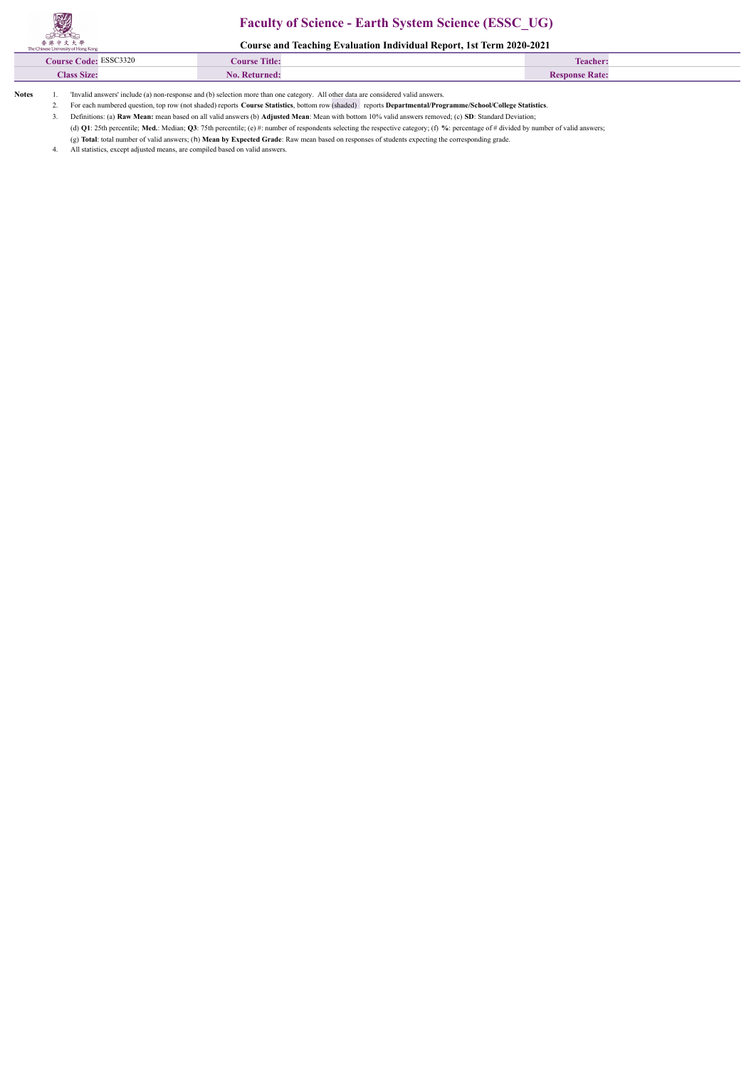# Faculty of Science - Earth System Science (ESSC_UG)

## Course and Teaching Evaluation Individual Report, 1st Term 2020-2021

| Course Code: ESSC3320 | Course Title: | Teacher: |
|---|---|---|
| Class Size: | No. Returned: | Response Rate: |

**Notes**

1. 'Invalid answers' include (a) non-response and (b) selection more than one category. All other data are considered valid answers.
2. For each numbered question, top row (not shaded) reports **Course Statistics**, bottom row (shaded) reports **Departmental/Programme/School/College Statistics**.
3. Definitions: (a) **Raw Mean:** mean based on all valid answers (b) **Adjusted Mean**: Mean with bottom 10% valid answers removed; (c) **SD**: Standard Deviation;
   (d) **Q1**: 25th percentile; **Med.**: Median; **Q3**: 75th percentile; (e) #: number of respondents selecting the respective category; (f) **%**: percentage of # divided by number of valid answers;
   (g) **Total**: total number of valid answers; (h) **Mean by Expected Grade**: Raw mean based on responses of students expecting the corresponding grade.
4. All statistics, except adjusted means, are compiled based on valid answers.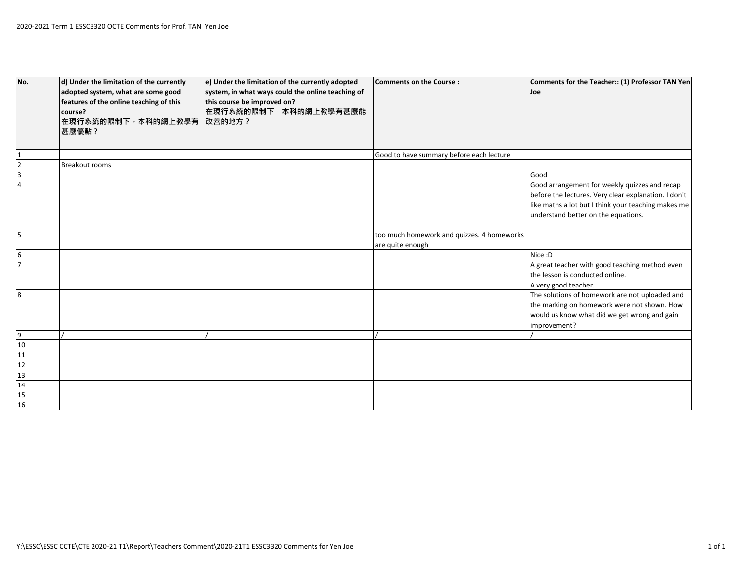2020-2021 Term 1 ESSC3320 OCTE Comments for Prof. TAN Yen Joe

| No. | d) Under the limitation of the currently adopted system, what are some good features of the online teaching of this course? 在現行系統的限制下，本科的網上教學有甚麼優點？ | e) Under the limitation of the currently adopted system, in what ways could the online teaching of this course be improved on? 在現行系統的限制下，本科的網上教學有甚麼能改善的地方？ | Comments on the Course : | Comments for the Teacher:: (1) Professor TAN Yen Joe |
|---|---|---|---|---|
| 1 | | | Good to have summary before each lecture | |
| 2 | Breakout rooms | | | |
| 3 | | | | Good |
| 4 | | | | Good arrangement for weekly quizzes and recap before the lectures. Very clear explanation. I don't like maths a lot but I think your teaching makes me understand better on the equations. |
| 5 | | | too much homework and quizzes. 4 homeworks are quite enough | |
| 6 | | | | Nice :D |
| 7 | | | | A great teacher with good teaching method even the lesson is conducted online. A very good teacher. |
| 8 | | | | The solutions of homework are not uploaded and the marking on homework were not shown. How would us know what did we get wrong and gain improvement? |
| 9 | / | / | / | / |
| 10 | | | | |
| 11 | | | | |
| 12 | | | | |
| 13 | | | | |
| 14 | | | | |
| 15 | | | | |
| 16 | | | | |

Y:\ESSC\ESSC CCTE\CTE 2020-21 T1\Report\Teachers Comment\2020-21T1 ESSC3320 Comments for Yen Joe